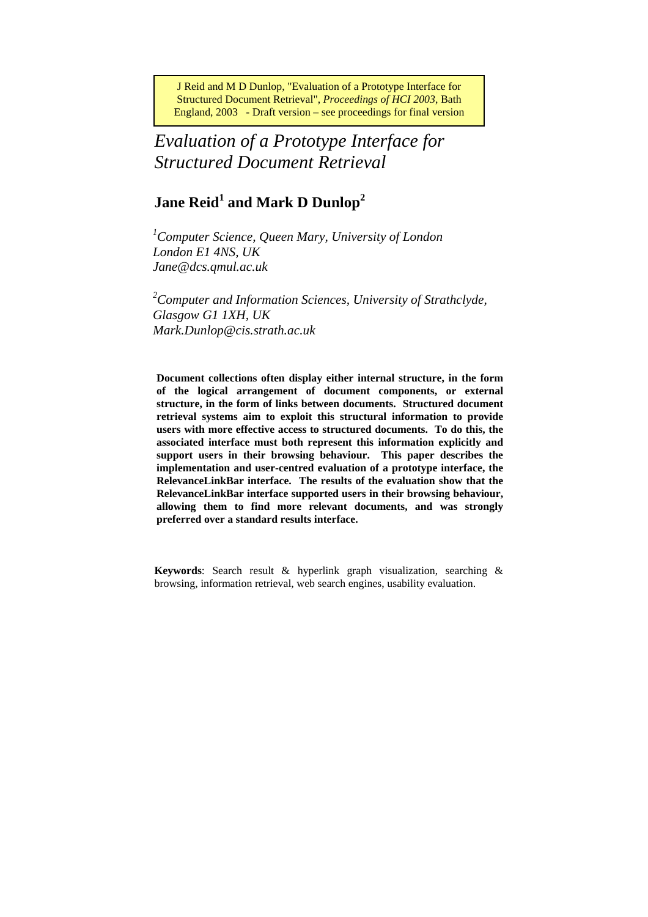J Reid and M D Dunlop, "Evaluation of a Prototype Interface for Structured Document Retrieval", *Proceedings of HCI 2003*, Bath England, 2003 - Draft version – see proceedings for final version

# *Evaluation of a Prototype Interface for Structured Document Retrieval*

## Jane Reid[1] and Mark D Dunlop[2]

[1]*Computer Science, Queen Mary, University of London*
*London E1 4NS, UK*
*Jane@dcs.qmul.ac.uk*

[2]*Computer and Information Sciences, University of Strathclyde,*
*Glasgow G1 1XH, UK*
*Mark.Dunlop@cis.strath.ac.uk*

**Document collections often display either internal structure, in the form of the logical arrangement of document components, or external structure, in the form of links between documents. Structured document retrieval systems aim to exploit this structural information to provide users with more effective access to structured documents. To do this, the associated interface must both represent this information explicitly and support users in their browsing behaviour. This paper describes the implementation and user-centred evaluation of a prototype interface, the RelevanceLinkBar interface. The results of the evaluation show that the RelevanceLinkBar interface supported users in their browsing behaviour, allowing them to find more relevant documents, and was strongly preferred over a standard results interface.**

**Keywords**: Search result & hyperlink graph visualization, searching & browsing, information retrieval, web search engines, usability evaluation.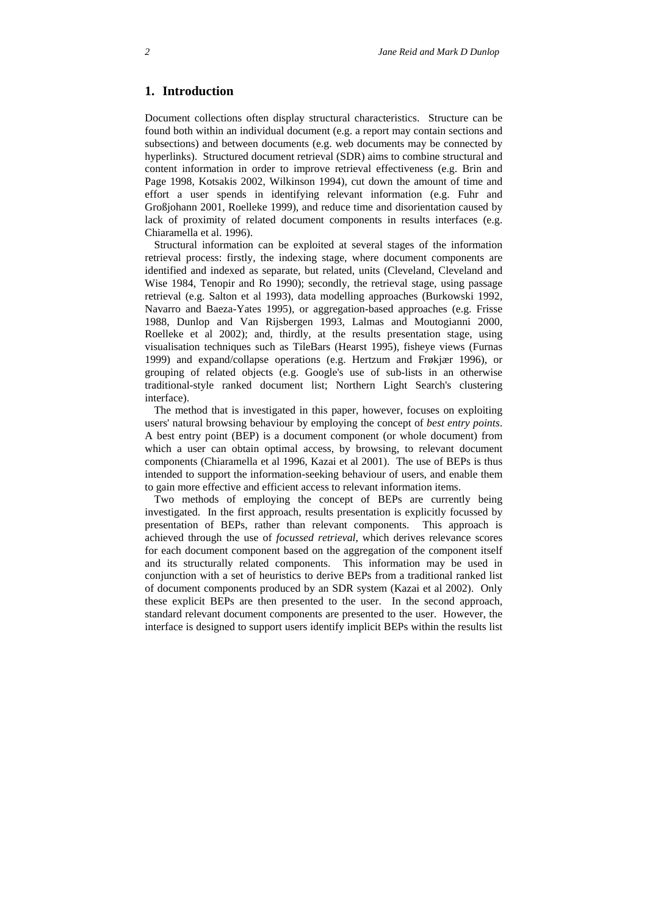## 1. Introduction

Document collections often display structural characteristics. Structure can be found both within an individual document (e.g. a report may contain sections and subsections) and between documents (e.g. web documents may be connected by hyperlinks). Structured document retrieval (SDR) aims to combine structural and content information in order to improve retrieval effectiveness (e.g. Brin and Page 1998, Kotsakis 2002, Wilkinson 1994), cut down the amount of time and effort a user spends in identifying relevant information (e.g. Fuhr and Großjohann 2001, Roelleke 1999), and reduce time and disorientation caused by lack of proximity of related document components in results interfaces (e.g. Chiaramella et al. 1996).

Structural information can be exploited at several stages of the information retrieval process: firstly, the indexing stage, where document components are identified and indexed as separate, but related, units (Cleveland, Cleveland and Wise 1984, Tenopir and Ro 1990); secondly, the retrieval stage, using passage retrieval (e.g. Salton et al 1993), data modelling approaches (Burkowski 1992, Navarro and Baeza-Yates 1995), or aggregation-based approaches (e.g. Frisse 1988, Dunlop and Van Rijsbergen 1993, Lalmas and Moutogianni 2000, Roelleke et al 2002); and, thirdly, at the results presentation stage, using visualisation techniques such as TileBars (Hearst 1995), fisheye views (Furnas 1999) and expand/collapse operations (e.g. Hertzum and Frøkjær 1996), or grouping of related objects (e.g. Google's use of sub-lists in an otherwise traditional-style ranked document list; Northern Light Search's clustering interface).

The method that is investigated in this paper, however, focuses on exploiting users' natural browsing behaviour by employing the concept of *best entry points*. A best entry point (BEP) is a document component (or whole document) from which a user can obtain optimal access, by browsing, to relevant document components (Chiaramella et al 1996, Kazai et al 2001). The use of BEPs is thus intended to support the information-seeking behaviour of users, and enable them to gain more effective and efficient access to relevant information items.

Two methods of employing the concept of BEPs are currently being investigated. In the first approach, results presentation is explicitly focussed by presentation of BEPs, rather than relevant components. This approach is achieved through the use of *focussed retrieval*, which derives relevance scores for each document component based on the aggregation of the component itself and its structurally related components. This information may be used in conjunction with a set of heuristics to derive BEPs from a traditional ranked list of document components produced by an SDR system (Kazai et al 2002). Only these explicit BEPs are then presented to the user. In the second approach, standard relevant document components are presented to the user. However, the interface is designed to support users identify implicit BEPs within the results list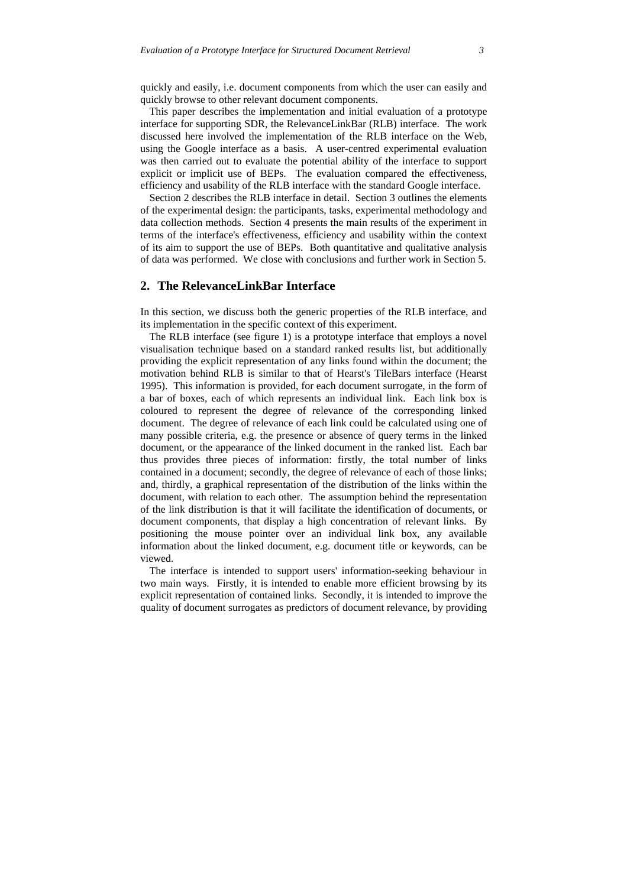quickly and easily, i.e. document components from which the user can easily and quickly browse to other relevant document components.

This paper describes the implementation and initial evaluation of a prototype interface for supporting SDR, the RelevanceLinkBar (RLB) interface. The work discussed here involved the implementation of the RLB interface on the Web, using the Google interface as a basis. A user-centred experimental evaluation was then carried out to evaluate the potential ability of the interface to support explicit or implicit use of BEPs. The evaluation compared the effectiveness, efficiency and usability of the RLB interface with the standard Google interface.

Section 2 describes the RLB interface in detail. Section 3 outlines the elements of the experimental design: the participants, tasks, experimental methodology and data collection methods. Section 4 presents the main results of the experiment in terms of the interface's effectiveness, efficiency and usability within the context of its aim to support the use of BEPs. Both quantitative and qualitative analysis of data was performed. We close with conclusions and further work in Section 5.

## 2. The RelevanceLinkBar Interface

In this section, we discuss both the generic properties of the RLB interface, and its implementation in the specific context of this experiment.

The RLB interface (see figure 1) is a prototype interface that employs a novel visualisation technique based on a standard ranked results list, but additionally providing the explicit representation of any links found within the document; the motivation behind RLB is similar to that of Hearst's TileBars interface (Hearst 1995). This information is provided, for each document surrogate, in the form of a bar of boxes, each of which represents an individual link. Each link box is coloured to represent the degree of relevance of the corresponding linked document. The degree of relevance of each link could be calculated using one of many possible criteria, e.g. the presence or absence of query terms in the linked document, or the appearance of the linked document in the ranked list. Each bar thus provides three pieces of information: firstly, the total number of links contained in a document; secondly, the degree of relevance of each of those links; and, thirdly, a graphical representation of the distribution of the links within the document, with relation to each other. The assumption behind the representation of the link distribution is that it will facilitate the identification of documents, or document components, that display a high concentration of relevant links. By positioning the mouse pointer over an individual link box, any available information about the linked document, e.g. document title or keywords, can be viewed.

The interface is intended to support users' information-seeking behaviour in two main ways. Firstly, it is intended to enable more efficient browsing by its explicit representation of contained links. Secondly, it is intended to improve the quality of document surrogates as predictors of document relevance, by providing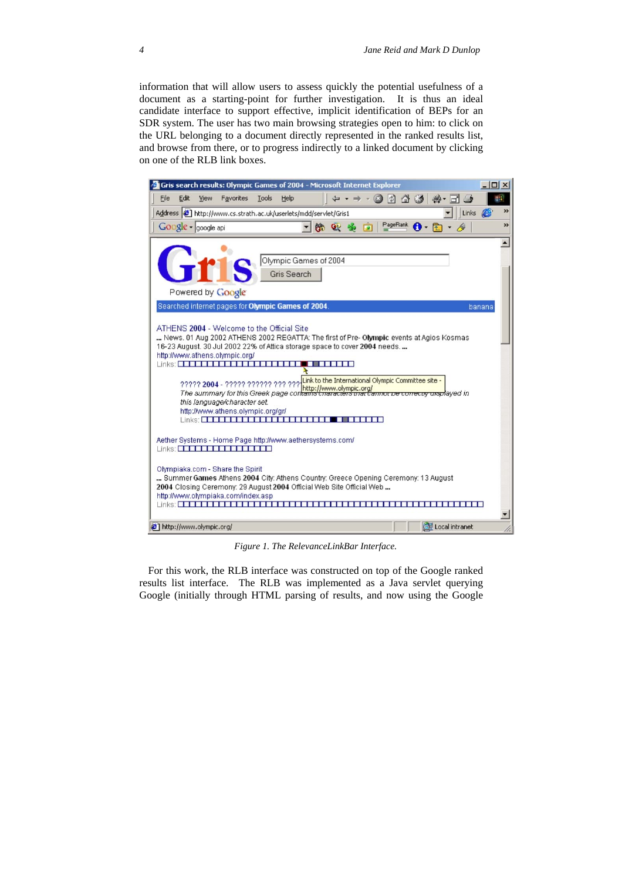information that will allow users to assess quickly the potential usefulness of a document as a starting-point for further investigation. It is thus an ideal candidate interface to support effective, implicit identification of BEPs for an SDR system. The user has two main browsing strategies open to him: to click on the URL belonging to a document directly represented in the ranked results list, and browse from there, or to progress indirectly to a linked document by clicking on one of the RLB link boxes.

*Figure 1. The RelevanceLinkBar Interface.*

For this work, the RLB interface was constructed on top of the Google ranked results list interface. The RLB was implemented as a Java servlet querying Google (initially through HTML parsing of results, and now using the Google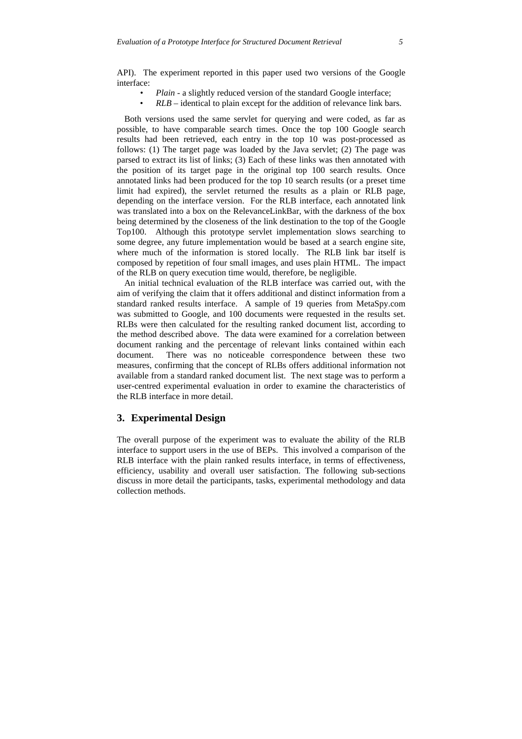API). The experiment reported in this paper used two versions of the Google interface:

- *Plain* - a slightly reduced version of the standard Google interface;
- *RLB* – identical to plain except for the addition of relevance link bars.

Both versions used the same servlet for querying and were coded, as far as possible, to have comparable search times. Once the top 100 Google search results had been retrieved, each entry in the top 10 was post-processed as follows: (1) The target page was loaded by the Java servlet; (2) The page was parsed to extract its list of links; (3) Each of these links was then annotated with the position of its target page in the original top 100 search results. Once annotated links had been produced for the top 10 search results (or a preset time limit had expired), the servlet returned the results as a plain or RLB page, depending on the interface version. For the RLB interface, each annotated link was translated into a box on the RelevanceLinkBar, with the darkness of the box being determined by the closeness of the link destination to the top of the Google Top100. Although this prototype servlet implementation slows searching to some degree, any future implementation would be based at a search engine site, where much of the information is stored locally. The RLB link bar itself is composed by repetition of four small images, and uses plain HTML. The impact of the RLB on query execution time would, therefore, be negligible.

An initial technical evaluation of the RLB interface was carried out, with the aim of verifying the claim that it offers additional and distinct information from a standard ranked results interface. A sample of 19 queries from MetaSpy.com was submitted to Google, and 100 documents were requested in the results set. RLBs were then calculated for the resulting ranked document list, according to the method described above. The data were examined for a correlation between document ranking and the percentage of relevant links contained within each document. There was no noticeable correspondence between these two measures, confirming that the concept of RLBs offers additional information not available from a standard ranked document list. The next stage was to perform a user-centred experimental evaluation in order to examine the characteristics of the RLB interface in more detail.

## 3. Experimental Design

The overall purpose of the experiment was to evaluate the ability of the RLB interface to support users in the use of BEPs. This involved a comparison of the RLB interface with the plain ranked results interface, in terms of effectiveness, efficiency, usability and overall user satisfaction. The following sub-sections discuss in more detail the participants, tasks, experimental methodology and data collection methods.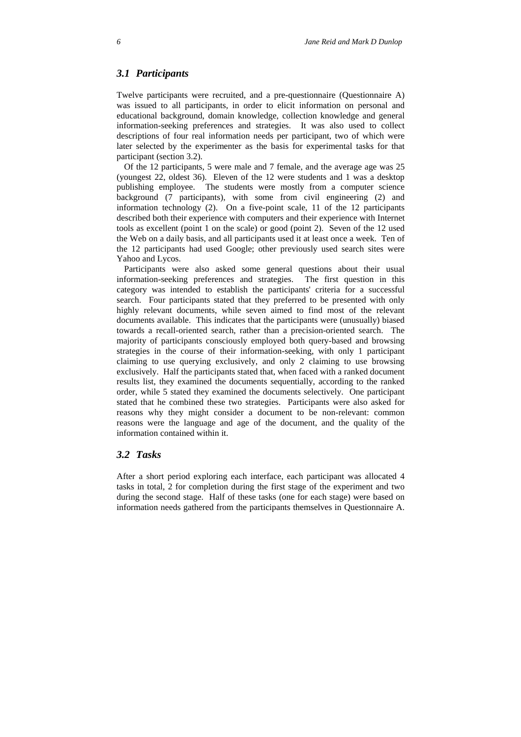### *3.1 Participants*

Twelve participants were recruited, and a pre-questionnaire (Questionnaire A) was issued to all participants, in order to elicit information on personal and educational background, domain knowledge, collection knowledge and general information-seeking preferences and strategies. It was also used to collect descriptions of four real information needs per participant, two of which were later selected by the experimenter as the basis for experimental tasks for that participant (section 3.2).

Of the 12 participants, 5 were male and 7 female, and the average age was 25 (youngest 22, oldest 36). Eleven of the 12 were students and 1 was a desktop publishing employee. The students were mostly from a computer science background (7 participants), with some from civil engineering (2) and information technology (2). On a five-point scale, 11 of the 12 participants described both their experience with computers and their experience with Internet tools as excellent (point 1 on the scale) or good (point 2). Seven of the 12 used the Web on a daily basis, and all participants used it at least once a week. Ten of the 12 participants had used Google; other previously used search sites were Yahoo and Lycos.

Participants were also asked some general questions about their usual information-seeking preferences and strategies. The first question in this category was intended to establish the participants' criteria for a successful search. Four participants stated that they preferred to be presented with only highly relevant documents, while seven aimed to find most of the relevant documents available. This indicates that the participants were (unusually) biased towards a recall-oriented search, rather than a precision-oriented search. The majority of participants consciously employed both query-based and browsing strategies in the course of their information-seeking, with only 1 participant claiming to use querying exclusively, and only 2 claiming to use browsing exclusively. Half the participants stated that, when faced with a ranked document results list, they examined the documents sequentially, according to the ranked order, while 5 stated they examined the documents selectively. One participant stated that he combined these two strategies. Participants were also asked for reasons why they might consider a document to be non-relevant: common reasons were the language and age of the document, and the quality of the information contained within it.

### *3.2 Tasks*

After a short period exploring each interface, each participant was allocated 4 tasks in total, 2 for completion during the first stage of the experiment and two during the second stage. Half of these tasks (one for each stage) were based on information needs gathered from the participants themselves in Questionnaire A.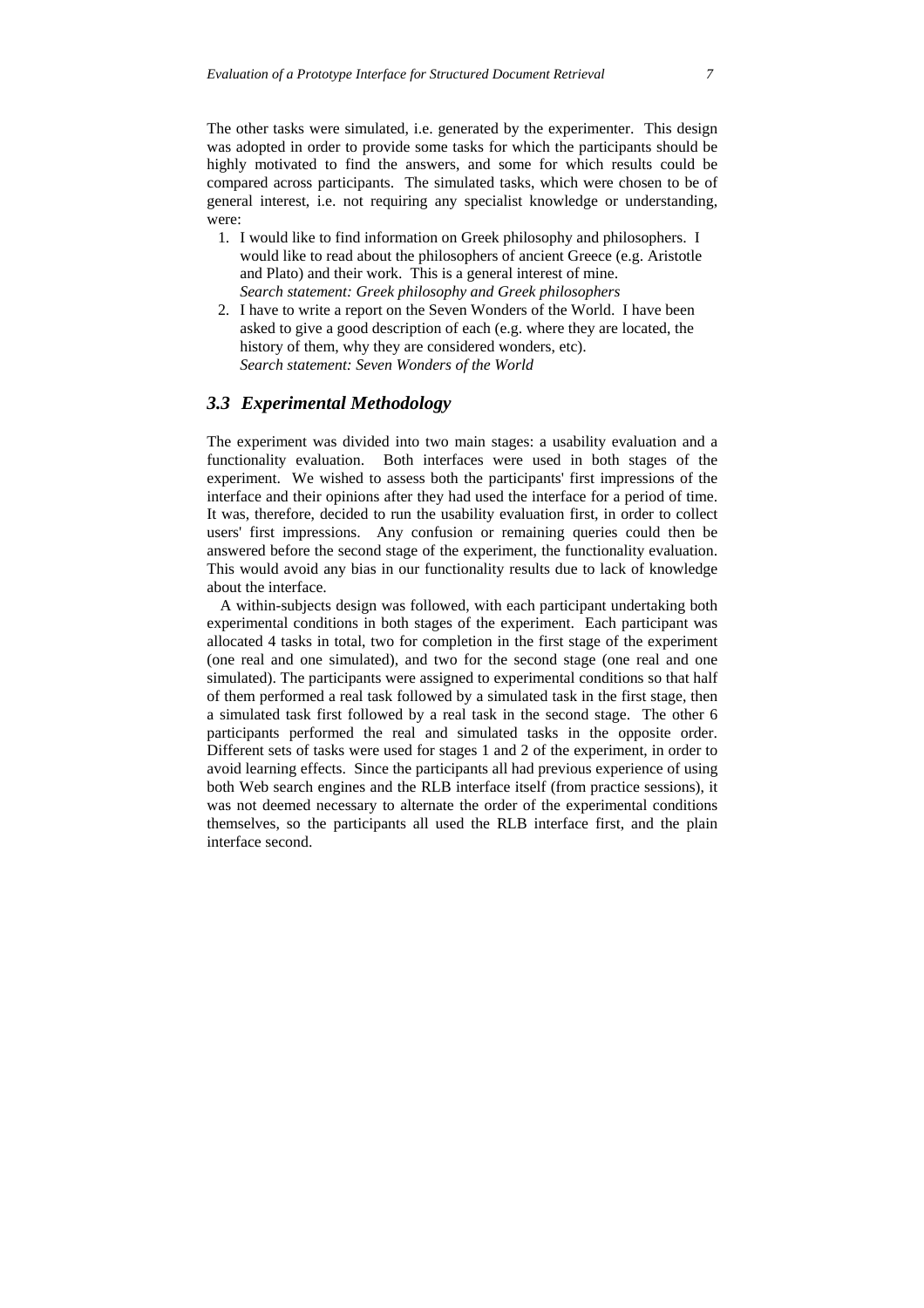The other tasks were simulated, i.e. generated by the experimenter. This design was adopted in order to provide some tasks for which the participants should be highly motivated to find the answers, and some for which results could be compared across participants. The simulated tasks, which were chosen to be of general interest, i.e. not requiring any specialist knowledge or understanding, were:

1. I would like to find information on Greek philosophy and philosophers. I would like to read about the philosophers of ancient Greece (e.g. Aristotle and Plato) and their work. This is a general interest of mine.
   *Search statement: Greek philosophy and Greek philosophers*
2. I have to write a report on the Seven Wonders of the World. I have been asked to give a good description of each (e.g. where they are located, the history of them, why they are considered wonders, etc).
   *Search statement: Seven Wonders of the World*

### *3.3 Experimental Methodology*

The experiment was divided into two main stages: a usability evaluation and a functionality evaluation. Both interfaces were used in both stages of the experiment. We wished to assess both the participants' first impressions of the interface and their opinions after they had used the interface for a period of time. It was, therefore, decided to run the usability evaluation first, in order to collect users' first impressions. Any confusion or remaining queries could then be answered before the second stage of the experiment, the functionality evaluation. This would avoid any bias in our functionality results due to lack of knowledge about the interface.

A within-subjects design was followed, with each participant undertaking both experimental conditions in both stages of the experiment. Each participant was allocated 4 tasks in total, two for completion in the first stage of the experiment (one real and one simulated), and two for the second stage (one real and one simulated). The participants were assigned to experimental conditions so that half of them performed a real task followed by a simulated task in the first stage, then a simulated task first followed by a real task in the second stage. The other 6 participants performed the real and simulated tasks in the opposite order. Different sets of tasks were used for stages 1 and 2 of the experiment, in order to avoid learning effects. Since the participants all had previous experience of using both Web search engines and the RLB interface itself (from practice sessions), it was not deemed necessary to alternate the order of the experimental conditions themselves, so the participants all used the RLB interface first, and the plain interface second.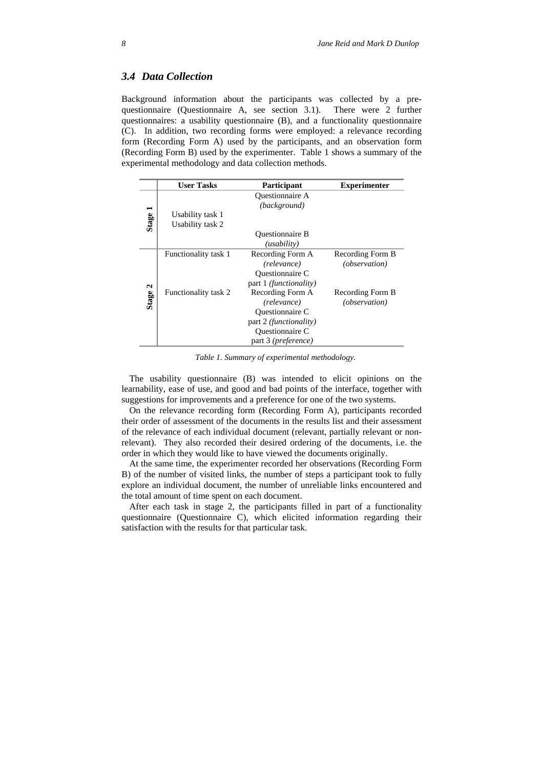### 3.4 Data Collection

Background information about the participants was collected by a pre-questionnaire (Questionnaire A, see section 3.1). There were 2 further questionnaires: a usability questionnaire (B), and a functionality questionnaire (C). In addition, two recording forms were employed: a relevance recording form (Recording Form A) used by the participants, and an observation form (Recording Form B) used by the experimenter. Table 1 shows a summary of the experimental methodology and data collection methods.

| | User Tasks | Participant | Experimenter |
|---|---|---|---|
| **Stage 1** | | Questionnaire A *(background)* | |
| | Usability task 1 | | |
| | Usability task 2 | | |
| | | Questionnaire B *(usability)* | |
| **Stage 2** | Functionality task 1 | Recording Form A *(relevance)* | Recording Form B *(observation)* |
| | | Questionnaire C part 1 *(functionality)* | |
| | Functionality task 2 | Recording Form A *(relevance)* | Recording Form B *(observation)* |
| | | Questionnaire C part 2 *(functionality)* | |
| | | Questionnaire C part 3 *(preference)* | |

*Table 1. Summary of experimental methodology.*

The usability questionnaire (B) was intended to elicit opinions on the learnability, ease of use, and good and bad points of the interface, together with suggestions for improvements and a preference for one of the two systems.

On the relevance recording form (Recording Form A), participants recorded their order of assessment of the documents in the results list and their assessment of the relevance of each individual document (relevant, partially relevant or non-relevant). They also recorded their desired ordering of the documents, i.e. the order in which they would like to have viewed the documents originally.

At the same time, the experimenter recorded her observations (Recording Form B) of the number of visited links, the number of steps a participant took to fully explore an individual document, the number of unreliable links encountered and the total amount of time spent on each document.

After each task in stage 2, the participants filled in part of a functionality questionnaire (Questionnaire C), which elicited information regarding their satisfaction with the results for that particular task.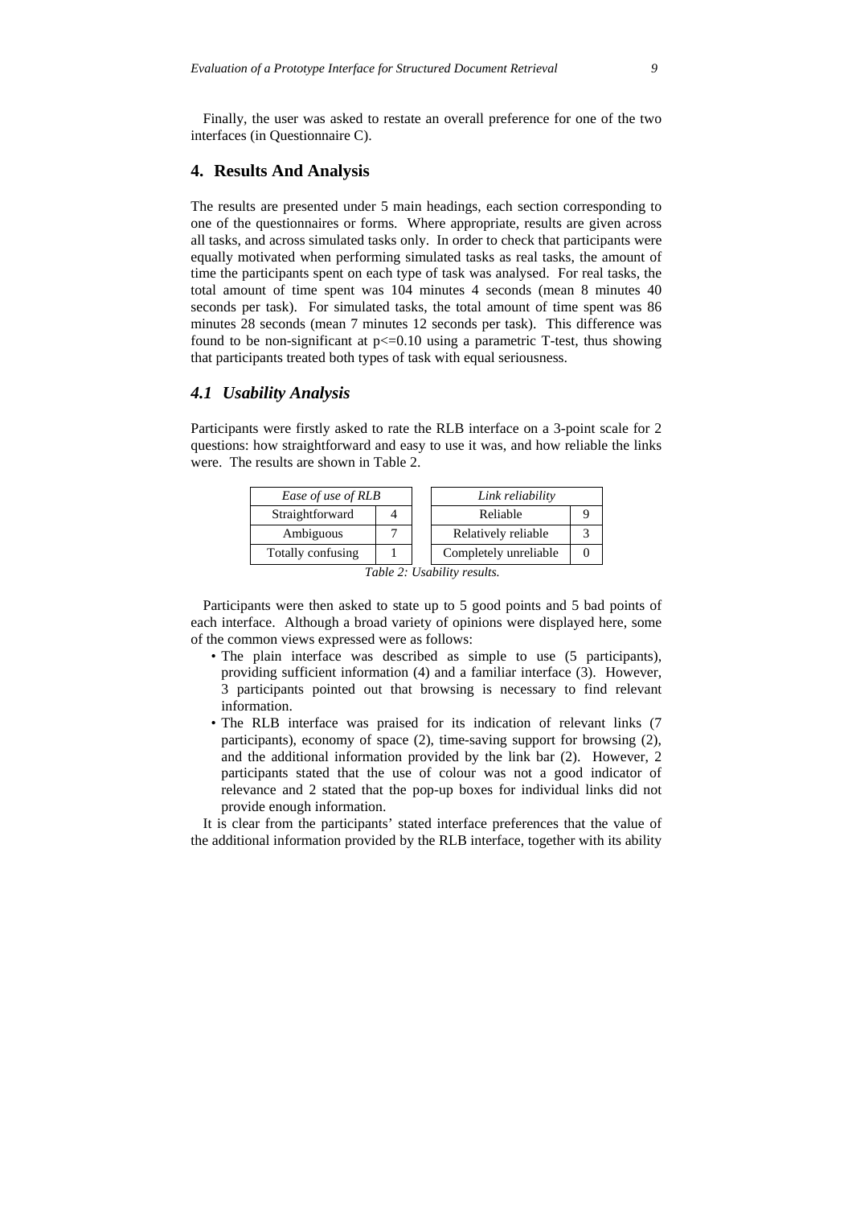Finally, the user was asked to restate an overall preference for one of the two interfaces (in Questionnaire C).

## 4. Results And Analysis

The results are presented under 5 main headings, each section corresponding to one of the questionnaires or forms. Where appropriate, results are given across all tasks, and across simulated tasks only. In order to check that participants were equally motivated when performing simulated tasks as real tasks, the amount of time the participants spent on each type of task was analysed. For real tasks, the total amount of time spent was 104 minutes 4 seconds (mean 8 minutes 40 seconds per task). For simulated tasks, the total amount of time spent was 86 minutes 28 seconds (mean 7 minutes 12 seconds per task). This difference was found to be non-significant at $p<=0.10$ using a parametric T-test, thus showing that participants treated both types of task with equal seriousness.

### *4.1 Usability Analysis*

Participants were firstly asked to rate the RLB interface on a 3-point scale for 2 questions: how straightforward and easy to use it was, and how reliable the links were. The results are shown in Table 2.

| *Ease of use of RLB* | |
|---|---|
| Straightforward | 4 |
| Ambiguous | 7 |
| Totally confusing | 1 |

| *Link reliability* | |
|---|---|
| Reliable | 9 |
| Relatively reliable | 3 |
| Completely unreliable | 0 |

*Table 2: Usability results.*

Participants were then asked to state up to 5 good points and 5 bad points of each interface. Although a broad variety of opinions were displayed here, some of the common views expressed were as follows:

- The plain interface was described as simple to use (5 participants), providing sufficient information (4) and a familiar interface (3). However, 3 participants pointed out that browsing is necessary to find relevant information.
- The RLB interface was praised for its indication of relevant links (7 participants), economy of space (2), time-saving support for browsing (2), and the additional information provided by the link bar (2). However, 2 participants stated that the use of colour was not a good indicator of relevance and 2 stated that the pop-up boxes for individual links did not provide enough information.

It is clear from the participants' stated interface preferences that the value of the additional information provided by the RLB interface, together with its ability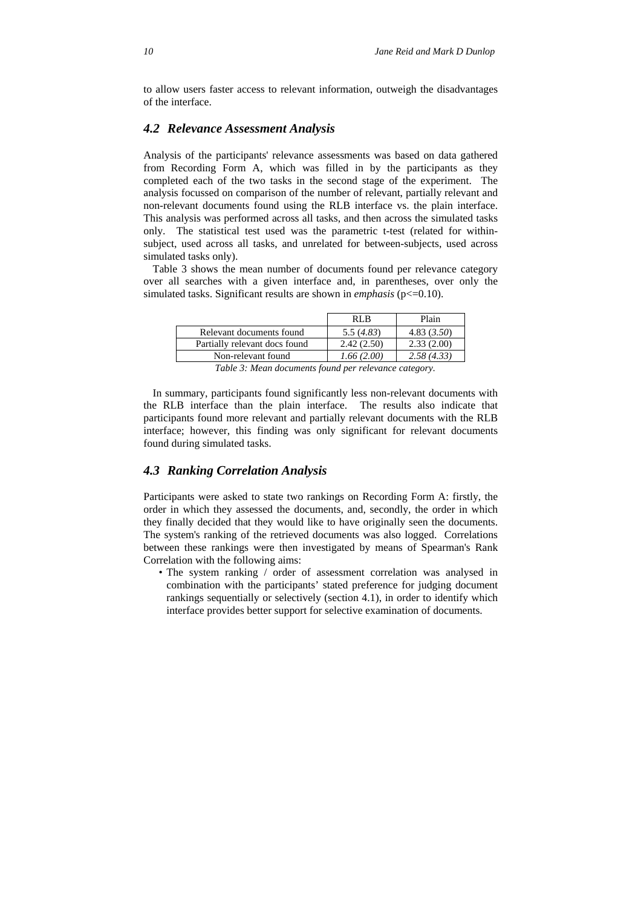to allow users faster access to relevant information, outweigh the disadvantages of the interface.

### *4.2 Relevance Assessment Analysis*

Analysis of the participants' relevance assessments was based on data gathered from Recording Form A, which was filled in by the participants as they completed each of the two tasks in the second stage of the experiment. The analysis focussed on comparison of the number of relevant, partially relevant and non-relevant documents found using the RLB interface vs. the plain interface. This analysis was performed across all tasks, and then across the simulated tasks only. The statistical test used was the parametric t-test (related for within-subject, used across all tasks, and unrelated for between-subjects, used across simulated tasks only).

Table 3 shows the mean number of documents found per relevance category over all searches with a given interface and, in parentheses, over only the simulated tasks. Significant results are shown in *emphasis* (p<=0.10).

| | RLB | Plain |
|---|---|---|
| Relevant documents found | 5.5 (*4.83*) | 4.83 (*3.50*) |
| Partially relevant docs found | 2.42 (2.50) | 2.33 (2.00) |
| Non-relevant found | *1.66 (2.00)* | *2.58 (4.33)* |

*Table 3: Mean documents found per relevance category.*

In summary, participants found significantly less non-relevant documents with the RLB interface than the plain interface. The results also indicate that participants found more relevant and partially relevant documents with the RLB interface; however, this finding was only significant for relevant documents found during simulated tasks.

### *4.3 Ranking Correlation Analysis*

Participants were asked to state two rankings on Recording Form A: firstly, the order in which they assessed the documents, and, secondly, the order in which they finally decided that they would like to have originally seen the documents. The system's ranking of the retrieved documents was also logged. Correlations between these rankings were then investigated by means of Spearman's Rank Correlation with the following aims:

- The system ranking / order of assessment correlation was analysed in combination with the participants' stated preference for judging document rankings sequentially or selectively (section 4.1), in order to identify which interface provides better support for selective examination of documents.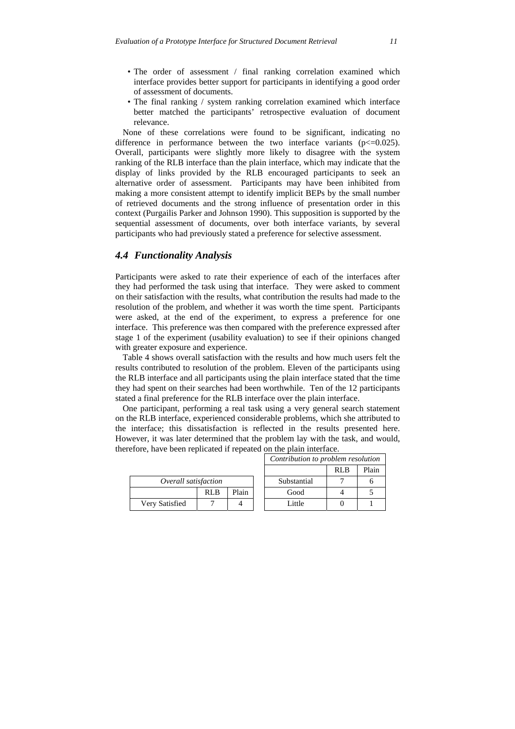- The order of assessment / final ranking correlation examined which interface provides better support for participants in identifying a good order of assessment of documents.
- The final ranking / system ranking correlation examined which interface better matched the participants' retrospective evaluation of document relevance.

None of these correlations were found to be significant, indicating no difference in performance between the two interface variants ($p<=0.025$). Overall, participants were slightly more likely to disagree with the system ranking of the RLB interface than the plain interface, which may indicate that the display of links provided by the RLB encouraged participants to seek an alternative order of assessment. Participants may have been inhibited from making a more consistent attempt to identify implicit BEPs by the small number of retrieved documents and the strong influence of presentation order in this context (Purgailis Parker and Johnson 1990). This supposition is supported by the sequential assessment of documents, over both interface variants, by several participants who had previously stated a preference for selective assessment.

### *4.4 Functionality Analysis*

Participants were asked to rate their experience of each of the interfaces after they had performed the task using that interface. They were asked to comment on their satisfaction with the results, what contribution the results had made to the resolution of the problem, and whether it was worth the time spent. Participants were asked, at the end of the experiment, to express a preference for one interface. This preference was then compared with the preference expressed after stage 1 of the experiment (usability evaluation) to see if their opinions changed with greater exposure and experience.

Table 4 shows overall satisfaction with the results and how much users felt the results contributed to resolution of the problem. Eleven of the participants using the RLB interface and all participants using the plain interface stated that the time they had spent on their searches had been worthwhile. Ten of the 12 participants stated a final preference for the RLB interface over the plain interface.

One participant, performing a real task using a very general search statement on the RLB interface, experienced considerable problems, which she attributed to the interface; this dissatisfaction is reflected in the results presented here. However, it was later determined that the problem lay with the task, and would, therefore, have been replicated if repeated on the plain interface.

| *Overall satisfaction* | | |
|---|---|---|
| | RLB | Plain |
| Very Satisfied | 7 | 4 |

| *Contribution to problem resolution* | | |
|---|---|---|
| | RLB | Plain |
| Substantial | 7 | 6 |
| Good | 4 | 5 |
| Little | 0 | 1 |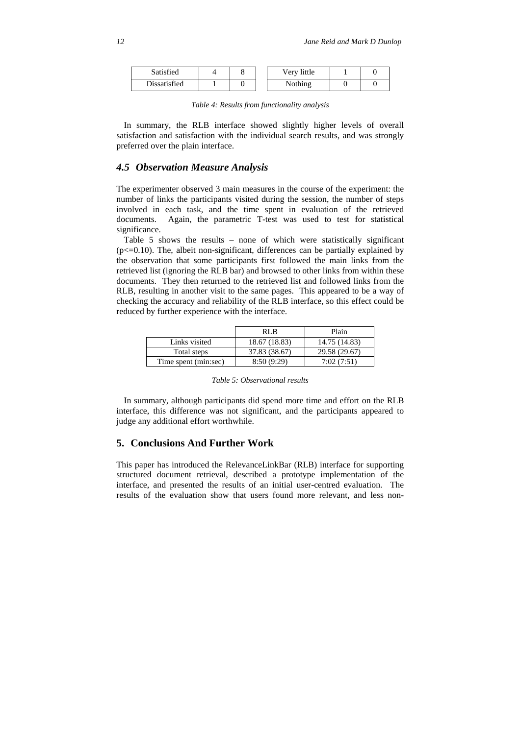| Satisfied | 4 | 8 | | Very little | 1 | 0 |
| --- | --- | --- | --- | --- | --- | --- |
| Dissatisfied | 1 | 0 | | Nothing | 0 | 0 |

*Table 4: Results from functionality analysis*

In summary, the RLB interface showed slightly higher levels of overall satisfaction and satisfaction with the individual search results, and was strongly preferred over the plain interface.

### *4.5 Observation Measure Analysis*

The experimenter observed 3 main measures in the course of the experiment: the number of links the participants visited during the session, the number of steps involved in each task, and the time spent in evaluation of the retrieved documents. Again, the parametric T-test was used to test for statistical significance.

Table 5 shows the results – none of which were statistically significant ($p<=0.10$). The, albeit non-significant, differences can be partially explained by the observation that some participants first followed the main links from the retrieved list (ignoring the RLB bar) and browsed to other links from within these documents. They then returned to the retrieved list and followed links from the RLB, resulting in another visit to the same pages. This appeared to be a way of checking the accuracy and reliability of the RLB interface, so this effect could be reduced by further experience with the interface.

| | RLB | Plain |
| --- | --- | --- |
| Links visited | 18.67 (18.83) | 14.75 (14.83) |
| Total steps | 37.83 (38.67) | 29.58 (29.67) |
| Time spent (min:sec) | 8:50 (9:29) | 7:02 (7:51) |

*Table 5: Observational results*

In summary, although participants did spend more time and effort on the RLB interface, this difference was not significant, and the participants appeared to judge any additional effort worthwhile.

## 5. Conclusions And Further Work

This paper has introduced the RelevanceLinkBar (RLB) interface for supporting structured document retrieval, described a prototype implementation of the interface, and presented the results of an initial user-centred evaluation. The results of the evaluation show that users found more relevant, and less non-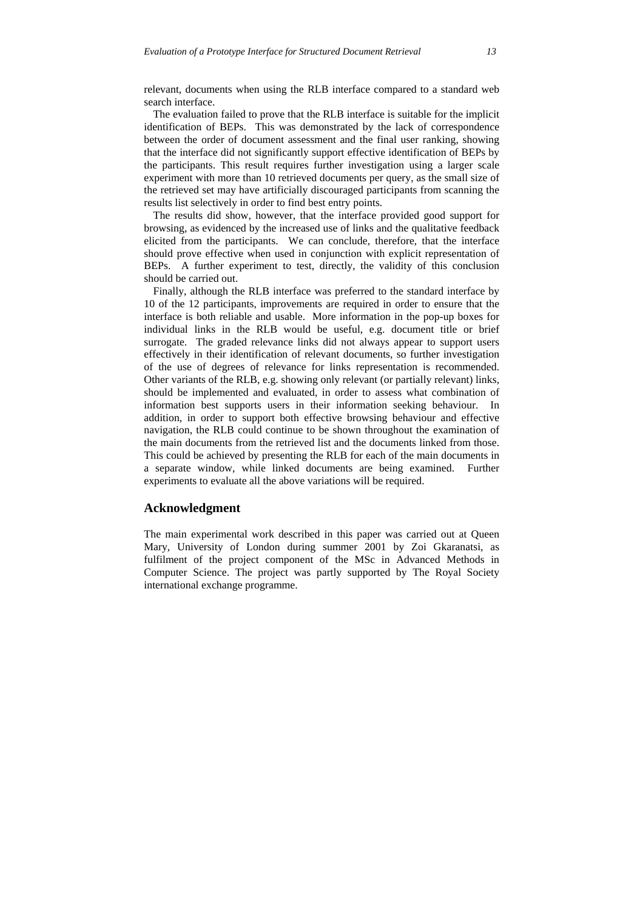relevant, documents when using the RLB interface compared to a standard web search interface.

The evaluation failed to prove that the RLB interface is suitable for the implicit identification of BEPs. This was demonstrated by the lack of correspondence between the order of document assessment and the final user ranking, showing that the interface did not significantly support effective identification of BEPs by the participants. This result requires further investigation using a larger scale experiment with more than 10 retrieved documents per query, as the small size of the retrieved set may have artificially discouraged participants from scanning the results list selectively in order to find best entry points.

The results did show, however, that the interface provided good support for browsing, as evidenced by the increased use of links and the qualitative feedback elicited from the participants. We can conclude, therefore, that the interface should prove effective when used in conjunction with explicit representation of BEPs. A further experiment to test, directly, the validity of this conclusion should be carried out.

Finally, although the RLB interface was preferred to the standard interface by 10 of the 12 participants, improvements are required in order to ensure that the interface is both reliable and usable. More information in the pop-up boxes for individual links in the RLB would be useful, e.g. document title or brief surrogate. The graded relevance links did not always appear to support users effectively in their identification of relevant documents, so further investigation of the use of degrees of relevance for links representation is recommended. Other variants of the RLB, e.g. showing only relevant (or partially relevant) links, should be implemented and evaluated, in order to assess what combination of information best supports users in their information seeking behaviour. In addition, in order to support both effective browsing behaviour and effective navigation, the RLB could continue to be shown throughout the examination of the main documents from the retrieved list and the documents linked from those. This could be achieved by presenting the RLB for each of the main documents in a separate window, while linked documents are being examined. Further experiments to evaluate all the above variations will be required.

## Acknowledgment

The main experimental work described in this paper was carried out at Queen Mary, University of London during summer 2001 by Zoi Gkaranatsi, as fulfilment of the project component of the MSc in Advanced Methods in Computer Science. The project was partly supported by The Royal Society international exchange programme.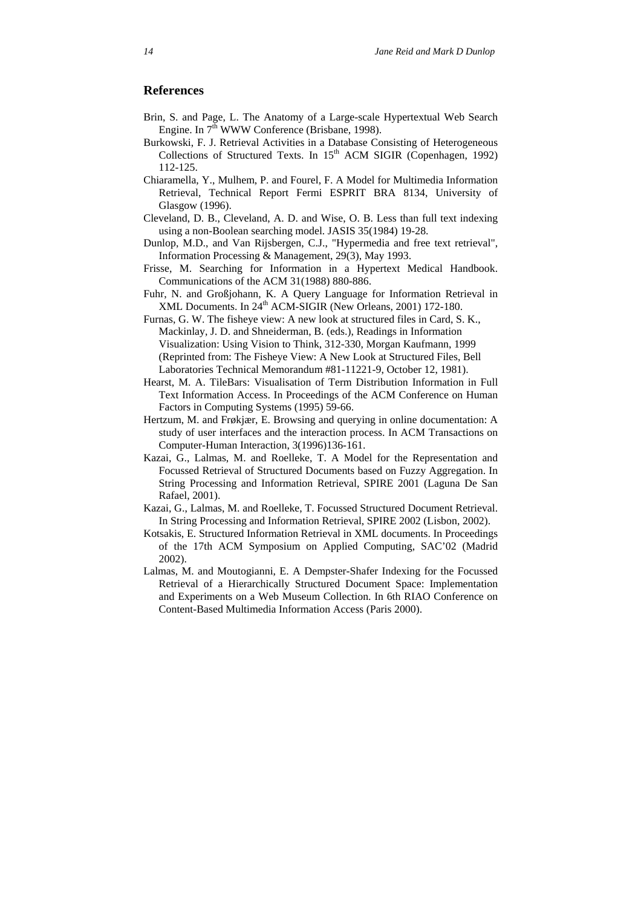## References

Brin, S. and Page, L. The Anatomy of a Large-scale Hypertextual Web Search Engine. In 7th WWW Conference (Brisbane, 1998).

Burkowski, F. J. Retrieval Activities in a Database Consisting of Heterogeneous Collections of Structured Texts. In 15th ACM SIGIR (Copenhagen, 1992) 112-125.

Chiaramella, Y., Mulhem, P. and Fourel, F. A Model for Multimedia Information Retrieval, Technical Report Fermi ESPRIT BRA 8134, University of Glasgow (1996).

Cleveland, D. B., Cleveland, A. D. and Wise, O. B. Less than full text indexing using a non-Boolean searching model. JASIS 35(1984) 19-28.

Dunlop, M.D., and Van Rijsbergen, C.J., "Hypermedia and free text retrieval", Information Processing & Management, 29(3), May 1993.

Frisse, M. Searching for Information in a Hypertext Medical Handbook. Communications of the ACM 31(1988) 880-886.

Fuhr, N. and Großjohann, K. A Query Language for Information Retrieval in XML Documents. In 24th ACM-SIGIR (New Orleans, 2001) 172-180.

Furnas, G. W. The fisheye view: A new look at structured files in Card, S. K., Mackinlay, J. D. and Shneiderman, B. (eds.), Readings in Information Visualization: Using Vision to Think, 312-330, Morgan Kaufmann, 1999 (Reprinted from: The Fisheye View: A New Look at Structured Files, Bell Laboratories Technical Memorandum #81-11221-9, October 12, 1981).

Hearst, M. A. TileBars: Visualisation of Term Distribution Information in Full Text Information Access. In Proceedings of the ACM Conference on Human Factors in Computing Systems (1995) 59-66.

Hertzum, M. and Frøkjær, E. Browsing and querying in online documentation: A study of user interfaces and the interaction process. In ACM Transactions on Computer-Human Interaction, 3(1996)136-161.

Kazai, G., Lalmas, M. and Roelleke, T. A Model for the Representation and Focussed Retrieval of Structured Documents based on Fuzzy Aggregation. In String Processing and Information Retrieval, SPIRE 2001 (Laguna De San Rafael, 2001).

Kazai, G., Lalmas, M. and Roelleke, T. Focussed Structured Document Retrieval. In String Processing and Information Retrieval, SPIRE 2002 (Lisbon, 2002).

Kotsakis, E. Structured Information Retrieval in XML documents. In Proceedings of the 17th ACM Symposium on Applied Computing, SAC'02 (Madrid 2002).

Lalmas, M. and Moutogianni, E. A Dempster-Shafer Indexing for the Focussed Retrieval of a Hierarchically Structured Document Space: Implementation and Experiments on a Web Museum Collection. In 6th RIAO Conference on Content-Based Multimedia Information Access (Paris 2000).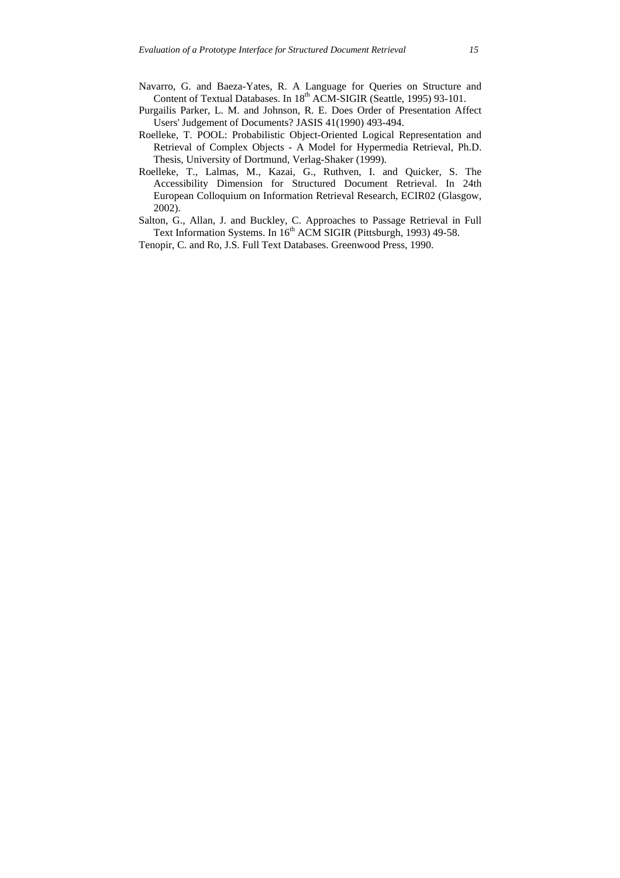Navarro, G. and Baeza-Yates, R. A Language for Queries on Structure and Content of Textual Databases. In 18th ACM-SIGIR (Seattle, 1995) 93-101.

Purgailis Parker, L. M. and Johnson, R. E. Does Order of Presentation Affect Users' Judgement of Documents? JASIS 41(1990) 493-494.

Roelleke, T. POOL: Probabilistic Object-Oriented Logical Representation and Retrieval of Complex Objects - A Model for Hypermedia Retrieval, Ph.D. Thesis, University of Dortmund, Verlag-Shaker (1999).

Roelleke, T., Lalmas, M., Kazai, G., Ruthven, I. and Quicker, S. The Accessibility Dimension for Structured Document Retrieval. In 24th European Colloquium on Information Retrieval Research, ECIR02 (Glasgow, 2002).

Salton, G., Allan, J. and Buckley, C. Approaches to Passage Retrieval in Full Text Information Systems. In 16th ACM SIGIR (Pittsburgh, 1993) 49-58.

Tenopir, C. and Ro, J.S. Full Text Databases. Greenwood Press, 1990.